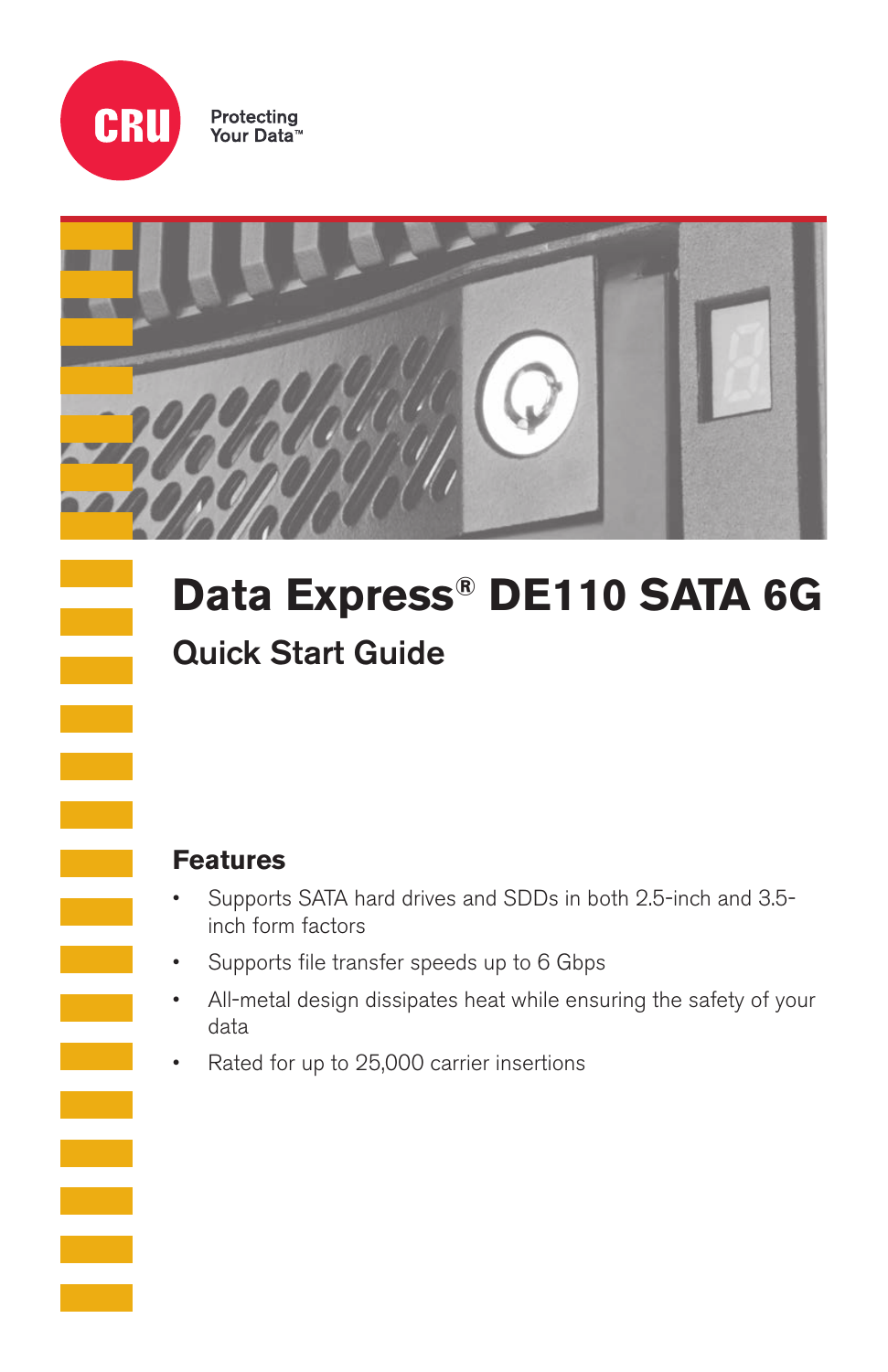CRU

Protecting Your Data™

# Data Express® DE110 SATA 6G

## Quick Start Guide

### Features

- Supports SATA hard drives and SDDs in both 2.5-inch and 3.5-inch form factors
- Supports file transfer speeds up to 6 Gbps
- All-metal design dissipates heat while ensuring the safety of your data
- Rated for up to 25,000 carrier insertions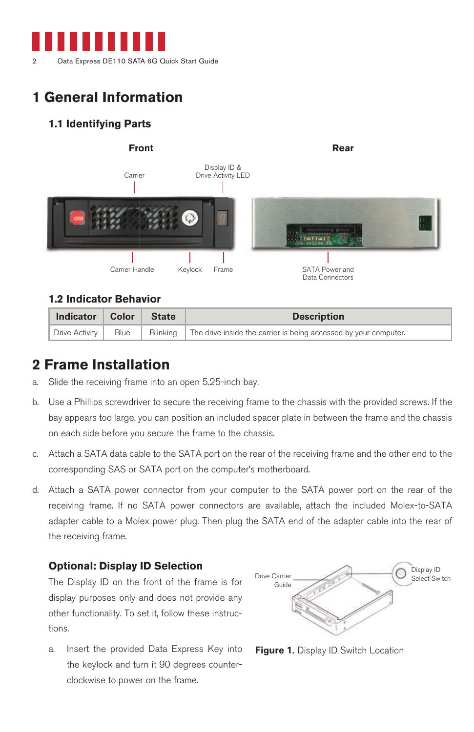# 1 General Information

## 1.1 Identifying Parts

**Front**

Carrier

Display ID & Drive Activity LED

Carrier Handle

Keylock

Frame

**Rear**

SATA Power and Data Connectors

## 1.2 Indicator Behavior

| Indicator | Color | State | Description |
|---|---|---|---|
| Drive Activity | Blue | Blinking | The drive inside the carrier is being accessed by your computer. |

# 2 Frame Installation

a. Slide the receiving frame into an open 5.25-inch bay.

b. Use a Phillips screwdriver to secure the receiving frame to the chassis with the provided screws. If the bay appears too large, you can position an included spacer plate in between the frame and the chassis on each side before you secure the frame to the chassis.

c. Attach a SATA data cable to the SATA port on the rear of the receiving frame and the other end to the corresponding SAS or SATA port on the computer's motherboard.

d. Attach a SATA power connector from your computer to the SATA power port on the rear of the receiving frame. If no SATA power connectors are available, attach the included Molex-to-SATA adapter cable to a Molex power plug. Then plug the SATA end of the adapter cable into the rear of the receiving frame.

### Optional: Display ID Selection

The Display ID on the front of the frame is for display purposes only and does not provide any other functionality. To set it, follow these instructions.

a. Insert the provided Data Express Key into the keylock and turn it 90 degrees counter-clockwise to power on the frame.

Drive Carrier Guide

Display ID Select Switch

**Figure 1.** Display ID Switch Location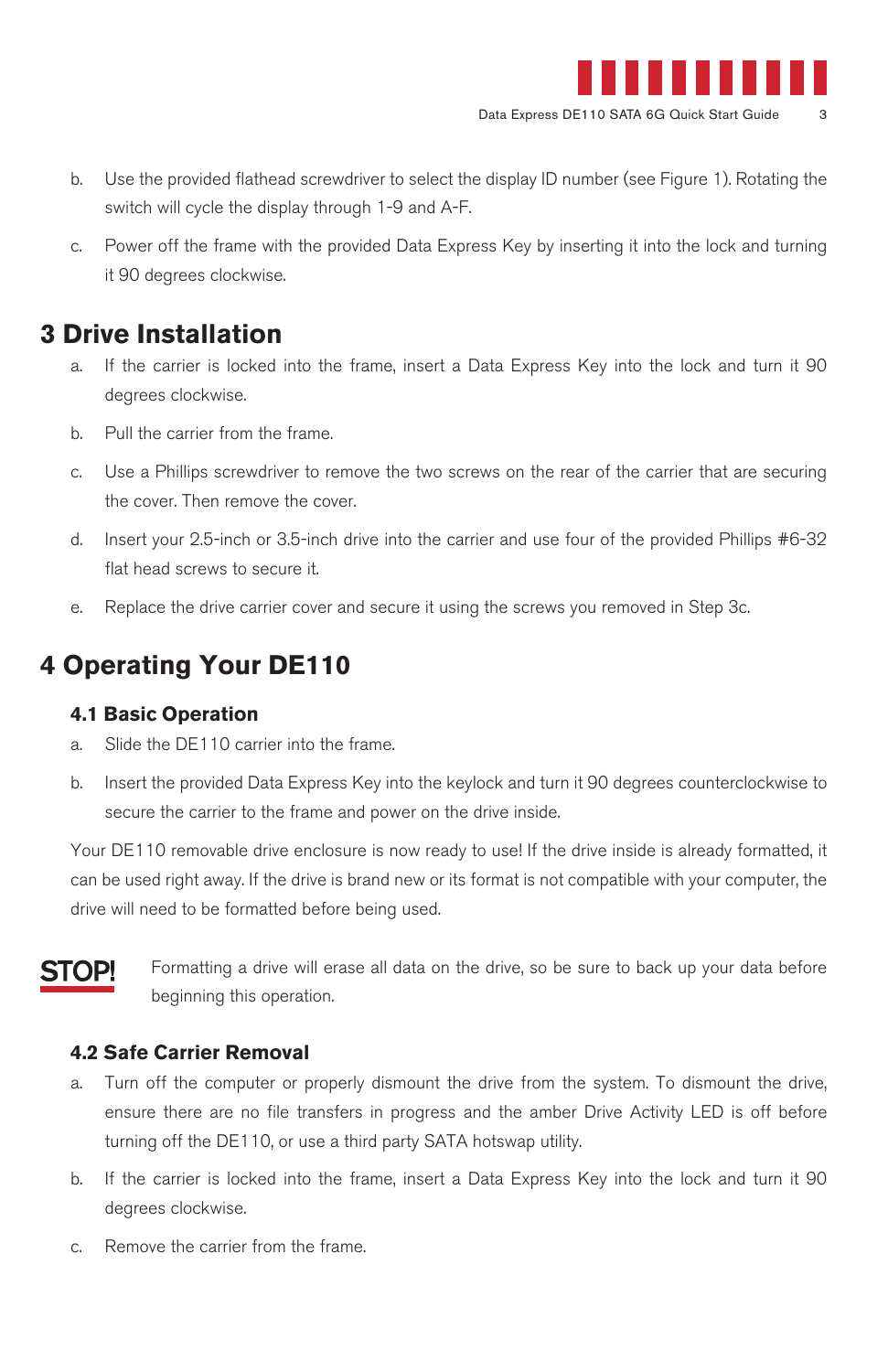b. Use the provided flathead screwdriver to select the display ID number (see Figure 1). Rotating the switch will cycle the display through 1-9 and A-F.

c. Power off the frame with the provided Data Express Key by inserting it into the lock and turning it 90 degrees clockwise.

# 3 Drive Installation

a. If the carrier is locked into the frame, insert a Data Express Key into the lock and turn it 90 degrees clockwise.

b. Pull the carrier from the frame.

c. Use a Phillips screwdriver to remove the two screws on the rear of the carrier that are securing the cover. Then remove the cover.

d. Insert your 2.5-inch or 3.5-inch drive into the carrier and use four of the provided Phillips #6-32 flat head screws to secure it.

e. Replace the drive carrier cover and secure it using the screws you removed in Step 3c.

# 4 Operating Your DE110

## 4.1 Basic Operation

a. Slide the DE110 carrier into the frame.

b. Insert the provided Data Express Key into the keylock and turn it 90 degrees counterclockwise to secure the carrier to the frame and power on the drive inside.

Your DE110 removable drive enclosure is now ready to use! If the drive inside is already formatted, it can be used right away. If the drive is brand new or its format is not compatible with your computer, the drive will need to be formatted before being used.

**STOP!** Formatting a drive will erase all data on the drive, so be sure to back up your data before beginning this operation.

## 4.2 Safe Carrier Removal

a. Turn off the computer or properly dismount the drive from the system. To dismount the drive, ensure there are no file transfers in progress and the amber Drive Activity LED is off before turning off the DE110, or use a third party SATA hotswap utility.

b. If the carrier is locked into the frame, insert a Data Express Key into the lock and turn it 90 degrees clockwise.

c. Remove the carrier from the frame.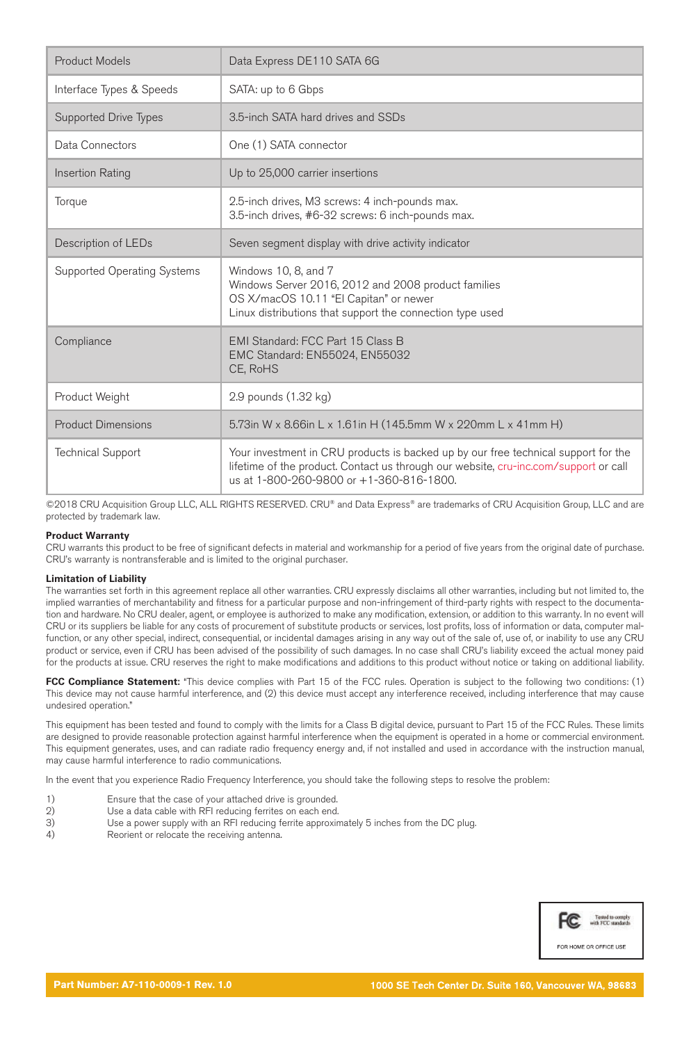| | |
|---|---|
| Product Models | Data Express DE110 SATA 6G |
| Interface Types & Speeds | SATA: up to 6 Gbps |
| Supported Drive Types | 3.5-inch SATA hard drives and SSDs |
| Data Connectors | One (1) SATA connector |
| Insertion Rating | Up to 25,000 carrier insertions |
| Torque | 2.5-inch drives, M3 screws: 4 inch-pounds max.<br>3.5-inch drives, #6-32 screws: 6 inch-pounds max. |
| Description of LEDs | Seven segment display with drive activity indicator |
| Supported Operating Systems | Windows 10, 8, and 7<br>Windows Server 2016, 2012 and 2008 product families<br>OS X/macOS 10.11 "El Capitan" or newer<br>Linux distributions that support the connection type used |
| Compliance | EMI Standard: FCC Part 15 Class B<br>EMC Standard: EN55024, EN55032<br>CE, RoHS |
| Product Weight | 2.9 pounds (1.32 kg) |
| Product Dimensions | 5.73in W x 8.66in L x 1.61in H (145.5mm W x 220mm L x 41mm H) |
| Technical Support | Your investment in CRU products is backed up by our free technical support for the lifetime of the product. Contact us through our website, cru-inc.com/support or call us at 1-800-260-9800 or +1-360-816-1800. |

©2018 CRU Acquisition Group LLC, ALL RIGHTS RESERVED. CRU® and Data Express® are trademarks of CRU Acquisition Group, LLC and are protected by trademark law.

**Product Warranty**

CRU warrants this product to be free of significant defects in material and workmanship for a period of five years from the original date of purchase. CRU's warranty is nontransferable and is limited to the original purchaser.

**Limitation of Liability**

The warranties set forth in this agreement replace all other warranties. CRU expressly disclaims all other warranties, including but not limited to, the implied warranties of merchantability and fitness for a particular purpose and non-infringement of third-party rights with respect to the documentation and hardware. No CRU dealer, agent, or employee is authorized to make any modification, extension, or addition to this warranty. In no event will CRU or its suppliers be liable for any costs of procurement of substitute products or services, lost profits, loss of information or data, computer malfunction, or any other special, indirect, consequential, or incidental damages arising in any way out of the sale of, use of, or inability to use any CRU product or service, even if CRU has been advised of the possibility of such damages. In no case shall CRU's liability exceed the actual money paid for the products at issue. CRU reserves the right to make modifications and additions to this product without notice or taking on additional liability.

**FCC Compliance Statement:** "This device complies with Part 15 of the FCC rules. Operation is subject to the following two conditions: (1) This device may not cause harmful interference, and (2) this device must accept any interference received, including interference that may cause undesired operation."

This equipment has been tested and found to comply with the limits for a Class B digital device, pursuant to Part 15 of the FCC Rules. These limits are designed to provide reasonable protection against harmful interference when the equipment is operated in a home or commercial environment. This equipment generates, uses, and can radiate radio frequency energy and, if not installed and used in accordance with the instruction manual, may cause harmful interference to radio communications.

In the event that you experience Radio Frequency Interference, you should take the following steps to resolve the problem:

1) Ensure that the case of your attached drive is grounded.
2) Use a data cable with RFI reducing ferrites on each end.
3) Use a power supply with an RFI reducing ferrite approximately 5 inches from the DC plug.
4) Reorient or relocate the receiving antenna.

FC Tested to comply with FCC standards

FOR HOME OR OFFICE USE

**Part Number: A7-110-0009-1 Rev. 1.0** **1000 SE Tech Center Dr. Suite 160, Vancouver WA, 98683**